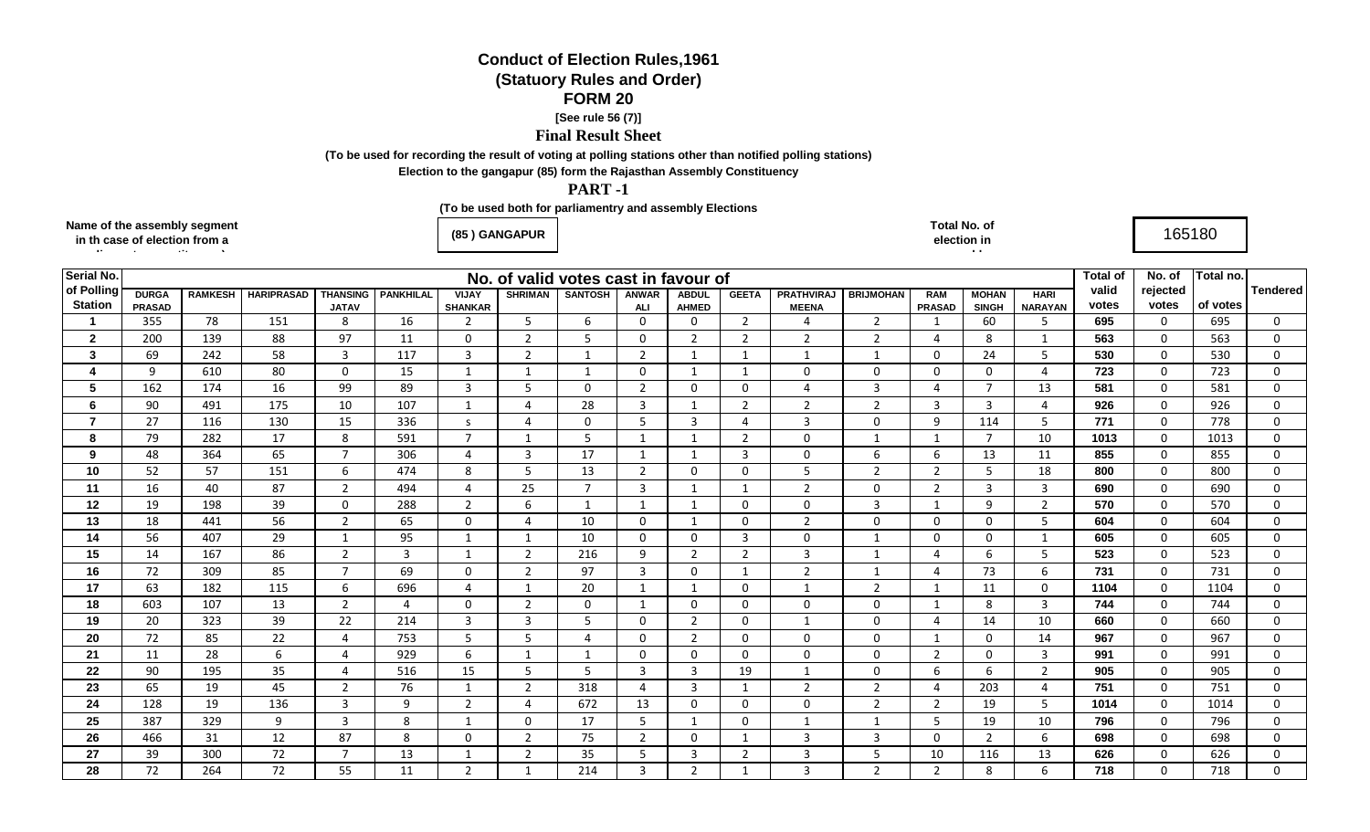# Conduct of Election Rules,1961

## (Statuory Rules and Order)

## FORM 20

[See rule 56 (7)]

## Final Result Sheet

(To be used for recording the result of voting at polling stations other than notified polling stations)

Election to the gangapur (85) form the Rajasthan Assembly Constituency

## PART -1

(To be used both for parliamentry and assembly Elections

Name of the assembly segment in th case of election from a ... : **(85 ) GANGAPUR**

Total No. of election in ... : **165180**

| Serial No. of Polling Station | No. of valid votes cast in favour of | | | | | | | | | | | | | | | | Total of valid votes | No. of rejected votes | Total no. of votes | Tendered |
|---|---|---|---|---|---|---|---|---|---|---|---|---|---|---|---|---|---|---|---|---|
| | DURGA PRASAD | RAMKESH | HARIPRASAD | THANSING JATAV | PANKHILAL | VIJAY SHANKAR | SHRIMAN | SANTOSH | ANWAR ALI | ABDUL AHMED | GEETA | PRATHVIRAJ MEENA | BRIJMOHAN | RAM PRASAD | MOHAN SINGH | HARI NARAYAN | | | | |
| 1 | 355 | 78 | 151 | 8 | 16 | 2 | 5 | 6 | 0 | 0 | 2 | 4 | 2 | 1 | 60 | 5 | 695 | 0 | 695 | 0 |
| 2 | 200 | 139 | 88 | 97 | 11 | 0 | 2 | 5 | 0 | 2 | 2 | 2 | 2 | 4 | 8 | 1 | 563 | 0 | 563 | 0 |
| 3 | 69 | 242 | 58 | 3 | 117 | 3 | 2 | 1 | 2 | 1 | 1 | 1 | 1 | 0 | 24 | 5 | 530 | 0 | 530 | 0 |
| 4 | 9 | 610 | 80 | 0 | 15 | 1 | 1 | 1 | 0 | 1 | 1 | 0 | 0 | 0 | 0 | 4 | 723 | 0 | 723 | 0 |
| 5 | 162 | 174 | 16 | 99 | 89 | 3 | 5 | 0 | 2 | 0 | 0 | 4 | 3 | 4 | 7 | 13 | 581 | 0 | 581 | 0 |
| 6 | 90 | 491 | 175 | 10 | 107 | 1 | 4 | 28 | 3 | 1 | 2 | 2 | 2 | 3 | 3 | 4 | 926 | 0 | 926 | 0 |
| 7 | 27 | 116 | 130 | 15 | 336 | s | 4 | 0 | 5 | 3 | 4 | 3 | 0 | 9 | 114 | 5 | 771 | 0 | 778 | 0 |
| 8 | 79 | 282 | 17 | 8 | 591 | 7 | 1 | 5 | 1 | 1 | 2 | 0 | 1 | 1 | 7 | 10 | 1013 | 0 | 1013 | 0 |
| 9 | 48 | 364 | 65 | 7 | 306 | 4 | 3 | 17 | 1 | 1 | 3 | 0 | 6 | 6 | 13 | 11 | 855 | 0 | 855 | 0 |
| 10 | 52 | 57 | 151 | 6 | 474 | 8 | 5 | 13 | 2 | 0 | 0 | 5 | 2 | 2 | 5 | 18 | 800 | 0 | 800 | 0 |
| 11 | 16 | 40 | 87 | 2 | 494 | 4 | 25 | 7 | 3 | 1 | 1 | 2 | 0 | 2 | 3 | 3 | 690 | 0 | 690 | 0 |
| 12 | 19 | 198 | 39 | 0 | 288 | 2 | 6 | 1 | 1 | 1 | 0 | 0 | 3 | 1 | 9 | 2 | 570 | 0 | 570 | 0 |
| 13 | 18 | 441 | 56 | 2 | 65 | 0 | 4 | 10 | 0 | 1 | 0 | 2 | 0 | 0 | 0 | 5 | 604 | 0 | 604 | 0 |
| 14 | 56 | 407 | 29 | 1 | 95 | 1 | 1 | 10 | 0 | 0 | 3 | 0 | 1 | 0 | 0 | 1 | 605 | 0 | 605 | 0 |
| 15 | 14 | 167 | 86 | 2 | 3 | 1 | 2 | 216 | 9 | 2 | 2 | 3 | 1 | 4 | 6 | 5 | 523 | 0 | 523 | 0 |
| 16 | 72 | 309 | 85 | 7 | 69 | 0 | 2 | 97 | 3 | 0 | 1 | 2 | 1 | 4 | 73 | 6 | 731 | 0 | 731 | 0 |
| 17 | 63 | 182 | 115 | 6 | 696 | 4 | 1 | 20 | 1 | 1 | 0 | 1 | 2 | 1 | 11 | 0 | 1104 | 0 | 1104 | 0 |
| 18 | 603 | 107 | 13 | 2 | 4 | 0 | 2 | 0 | 1 | 0 | 0 | 0 | 0 | 1 | 8 | 3 | 744 | 0 | 744 | 0 |
| 19 | 20 | 323 | 39 | 22 | 214 | 3 | 3 | 5 | 0 | 2 | 0 | 1 | 0 | 4 | 14 | 10 | 660 | 0 | 660 | 0 |
| 20 | 72 | 85 | 22 | 4 | 753 | 5 | 5 | 4 | 0 | 2 | 0 | 0 | 0 | 1 | 0 | 14 | 967 | 0 | 967 | 0 |
| 21 | 11 | 28 | 6 | 4 | 929 | 6 | 1 | 1 | 0 | 0 | 0 | 0 | 0 | 2 | 0 | 3 | 991 | 0 | 991 | 0 |
| 22 | 90 | 195 | 35 | 4 | 516 | 15 | 5 | 5 | 3 | 3 | 19 | 1 | 0 | 6 | 6 | 2 | 905 | 0 | 905 | 0 |
| 23 | 65 | 19 | 45 | 2 | 76 | 1 | 2 | 318 | 4 | 3 | 1 | 2 | 2 | 4 | 203 | 4 | 751 | 0 | 751 | 0 |
| 24 | 128 | 19 | 136 | 3 | 9 | 2 | 4 | 672 | 13 | 0 | 0 | 0 | 2 | 2 | 19 | 5 | 1014 | 0 | 1014 | 0 |
| 25 | 387 | 329 | 9 | 3 | 8 | 1 | 0 | 17 | 5 | 1 | 0 | 1 | 1 | 5 | 19 | 10 | 796 | 0 | 796 | 0 |
| 26 | 466 | 31 | 12 | 87 | 8 | 0 | 2 | 75 | 2 | 0 | 1 | 3 | 3 | 0 | 2 | 6 | 698 | 0 | 698 | 0 |
| 27 | 39 | 300 | 72 | 7 | 13 | 1 | 2 | 35 | 5 | 3 | 2 | 3 | 5 | 10 | 116 | 13 | 626 | 0 | 626 | 0 |
| 28 | 72 | 264 | 72 | 55 | 11 | 2 | 1 | 214 | 3 | 2 | 1 | 3 | 2 | 2 | 8 | 6 | 718 | 0 | 718 | 0 |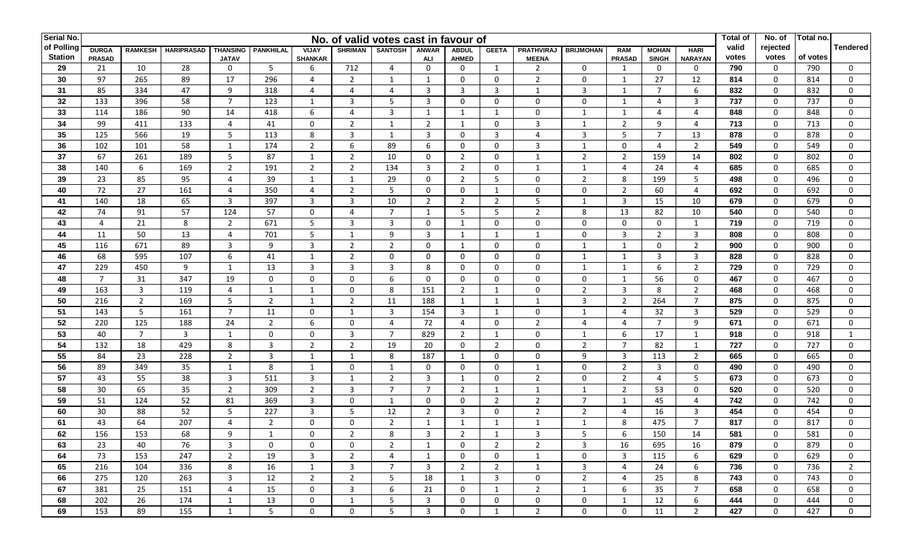| Serial No. of Polling Station | No. of valid votes cast in favour of | | | | | | | | | | | | | | | | Total of valid votes | No. of rejected votes | Total no. of votes | Tendered |
|---|---|---|---|---|---|---|---|---|---|---|---|---|---|---|---|---|---|---|---|---|
| | DURGA PRASAD | RAMKESH | HARIPRASAD | THANSING JATAV | PANKHILAL | VIJAY SHANKAR | SHRIMAN | SANTOSH | ANWAR ALI | ABDUL AHMED | GEETA | PRATHVIRAJ MEENA | BRIJMOHAN | RAM PRASAD | MOHAN SINGH | HARI NARAYAN | | | | |
| 29 | 21 | 10 | 28 | 0 | 5 | 6 | 712 | 4 | 0 | 0 | 1 | 2 | 0 | 1 | 0 | 0 | 790 | 0 | 790 | 0 |
| 30 | 97 | 265 | 89 | 17 | 296 | 4 | 2 | 1 | 1 | 0 | 0 | 2 | 0 | 1 | 27 | 12 | 814 | 0 | 814 | 0 |
| 31 | 85 | 334 | 47 | 9 | 318 | 4 | 4 | 4 | 3 | 3 | 3 | 1 | 3 | 1 | 7 | 6 | 832 | 0 | 832 | 0 |
| 32 | 133 | 396 | 58 | 7 | 123 | 1 | 3 | 5 | 3 | 0 | 0 | 0 | 0 | 1 | 4 | 3 | 737 | 0 | 737 | 0 |
| 33 | 114 | 186 | 90 | 14 | 418 | 6 | 4 | 3 | 1 | 1 | 1 | 0 | 1 | 1 | 4 | 4 | 848 | 0 | 848 | 0 |
| 34 | 99 | 411 | 133 | 4 | 41 | 0 | 2 | 1 | 2 | 1 | 0 | 3 | 1 | 2 | 9 | 4 | 713 | 0 | 713 | 0 |
| 35 | 125 | 566 | 19 | 5 | 113 | 8 | 3 | 1 | 3 | 0 | 3 | 4 | 3 | 5 | 7 | 13 | 878 | 0 | 878 | 0 |
| 36 | 102 | 101 | 58 | 1 | 174 | 2 | 6 | 89 | 6 | 0 | 0 | 3 | 1 | 0 | 4 | 2 | 549 | 0 | 549 | 0 |
| 37 | 67 | 261 | 189 | 5 | 87 | 1 | 2 | 10 | 0 | 2 | 0 | 1 | 2 | 2 | 159 | 14 | 802 | 0 | 802 | 0 |
| 38 | 140 | 6 | 169 | 2 | 191 | 2 | 2 | 134 | 3 | 2 | 0 | 1 | 1 | 4 | 24 | 4 | 685 | 0 | 685 | 0 |
| 39 | 23 | 85 | 95 | 4 | 39 | 1 | 1 | 29 | 0 | 2 | 5 | 0 | 2 | 8 | 199 | 5 | 498 | 0 | 496 | 0 |
| 40 | 72 | 27 | 161 | 4 | 350 | 4 | 2 | 5 | 0 | 0 | 1 | 0 | 0 | 2 | 60 | 4 | 692 | 0 | 692 | 0 |
| 41 | 140 | 18 | 65 | 3 | 397 | 3 | 3 | 10 | 2 | 2 | 2 | 5 | 1 | 3 | 15 | 10 | 679 | 0 | 679 | 0 |
| 42 | 74 | 91 | 57 | 124 | 57 | 0 | 4 | 7 | 1 | 5 | 5 | 2 | 8 | 13 | 82 | 10 | 540 | 0 | 540 | 0 |
| 43 | 4 | 21 | 8 | 2 | 671 | 5 | 3 | 3 | 0 | 1 | 0 | 0 | 0 | 0 | 0 | 1 | 719 | 0 | 719 | 0 |
| 44 | 11 | 50 | 13 | 4 | 701 | 5 | 1 | 9 | 3 | 1 | 1 | 1 | 0 | 3 | 2 | 3 | 808 | 0 | 808 | 0 |
| 45 | 116 | 671 | 89 | 3 | 9 | 3 | 2 | 2 | 0 | 1 | 0 | 0 | 1 | 1 | 0 | 2 | 900 | 0 | 900 | 0 |
| 46 | 68 | 595 | 107 | 6 | 41 | 1 | 2 | 0 | 0 | 0 | 0 | 0 | 1 | 1 | 3 | 3 | 828 | 0 | 828 | 0 |
| 47 | 229 | 450 | 9 | 1 | 13 | 3 | 3 | 3 | 8 | 0 | 0 | 0 | 1 | 1 | 6 | 2 | 729 | 0 | 729 | 0 |
| 48 | 7 | 31 | 347 | 19 | 0 | 0 | 0 | 6 | 0 | 0 | 0 | 0 | 0 | 1 | 56 | 0 | 467 | 0 | 467 | 0 |
| 49 | 163 | 3 | 119 | 4 | 1 | 1 | 0 | 8 | 151 | 2 | 1 | 0 | 2 | 3 | 8 | 2 | 468 | 0 | 468 | 0 |
| 50 | 216 | 2 | 169 | 5 | 2 | 1 | 2 | 11 | 188 | 1 | 1 | 1 | 3 | 2 | 264 | 7 | 875 | 0 | 875 | 0 |
| 51 | 143 | 5 | 161 | 7 | 11 | 0 | 1 | 3 | 154 | 3 | 1 | 0 | 1 | 4 | 32 | 3 | 529 | 0 | 529 | 0 |
| 52 | 220 | 125 | 188 | 24 | 2 | 6 | 0 | 4 | 72 | 4 | 0 | 2 | 4 | 4 | 7 | 9 | 671 | 0 | 671 | 0 |
| 53 | 40 | 7 | 3 | 1 | 0 | 0 | 3 | 7 | 829 | 2 | 1 | 0 | 1 | 6 | 17 | 1 | 918 | 0 | 918 | 1 |
| 54 | 132 | 18 | 429 | 8 | 3 | 2 | 2 | 19 | 20 | 0 | 2 | 0 | 2 | 7 | 82 | 1 | 727 | 0 | 727 | 0 |
| 55 | 84 | 23 | 228 | 2 | 3 | 1 | 1 | 8 | 187 | 1 | 0 | 0 | 9 | 3 | 113 | 2 | 665 | 0 | 665 | 0 |
| 56 | 89 | 349 | 35 | 1 | 8 | 1 | 0 | 1 | 0 | 0 | 0 | 1 | 0 | 2 | 3 | 0 | 490 | 0 | 490 | 0 |
| 57 | 43 | 55 | 38 | 3 | 511 | 3 | 1 | 2 | 3 | 1 | 0 | 2 | 0 | 2 | 4 | 5 | 673 | 0 | 673 | 0 |
| 58 | 30 | 65 | 35 | 2 | 309 | 2 | 3 | 7 | 7 | 2 | 1 | 1 | 1 | 2 | 53 | 0 | 520 | 0 | 520 | 0 |
| 59 | 51 | 124 | 52 | 81 | 369 | 3 | 0 | 1 | 0 | 0 | 2 | 2 | 7 | 1 | 45 | 4 | 742 | 0 | 742 | 0 |
| 60 | 30 | 88 | 52 | 5 | 227 | 3 | 5 | 12 | 2 | 3 | 0 | 2 | 2 | 4 | 16 | 3 | 454 | 0 | 454 | 0 |
| 61 | 43 | 64 | 207 | 4 | 2 | 0 | 0 | 2 | 1 | 1 | 1 | 1 | 1 | 8 | 475 | 7 | 817 | 0 | 817 | 0 |
| 62 | 156 | 153 | 68 | 9 | 1 | 0 | 2 | 8 | 3 | 2 | 1 | 3 | 5 | 6 | 150 | 14 | 581 | 0 | 581 | 0 |
| 63 | 23 | 40 | 76 | 3 | 0 | 0 | 0 | 2 | 1 | 0 | 2 | 2 | 3 | 16 | 695 | 16 | 879 | 0 | 879 | 0 |
| 64 | 73 | 153 | 247 | 2 | 19 | 3 | 2 | 4 | 1 | 0 | 0 | 1 | 0 | 3 | 115 | 6 | 629 | 0 | 629 | 0 |
| 65 | 216 | 104 | 336 | 8 | 16 | 1 | 3 | 7 | 3 | 2 | 2 | 1 | 3 | 4 | 24 | 6 | 736 | 0 | 736 | 2 |
| 66 | 275 | 120 | 263 | 3 | 12 | 2 | 2 | 5 | 18 | 1 | 3 | 0 | 2 | 4 | 25 | 8 | 743 | 0 | 743 | 0 |
| 67 | 381 | 25 | 151 | 4 | 15 | 0 | 3 | 6 | 21 | 0 | 1 | 2 | 1 | 6 | 35 | 7 | 658 | 0 | 658 | 0 |
| 68 | 202 | 26 | 174 | 1 | 13 | 0 | 1 | 5 | 3 | 0 | 0 | 0 | 0 | 1 | 12 | 6 | 444 | 0 | 444 | 0 |
| 69 | 153 | 89 | 155 | 1 | 5 | 0 | 0 | 5 | 3 | 0 | 1 | 2 | 0 | 0 | 11 | 2 | 427 | 0 | 427 | 0 |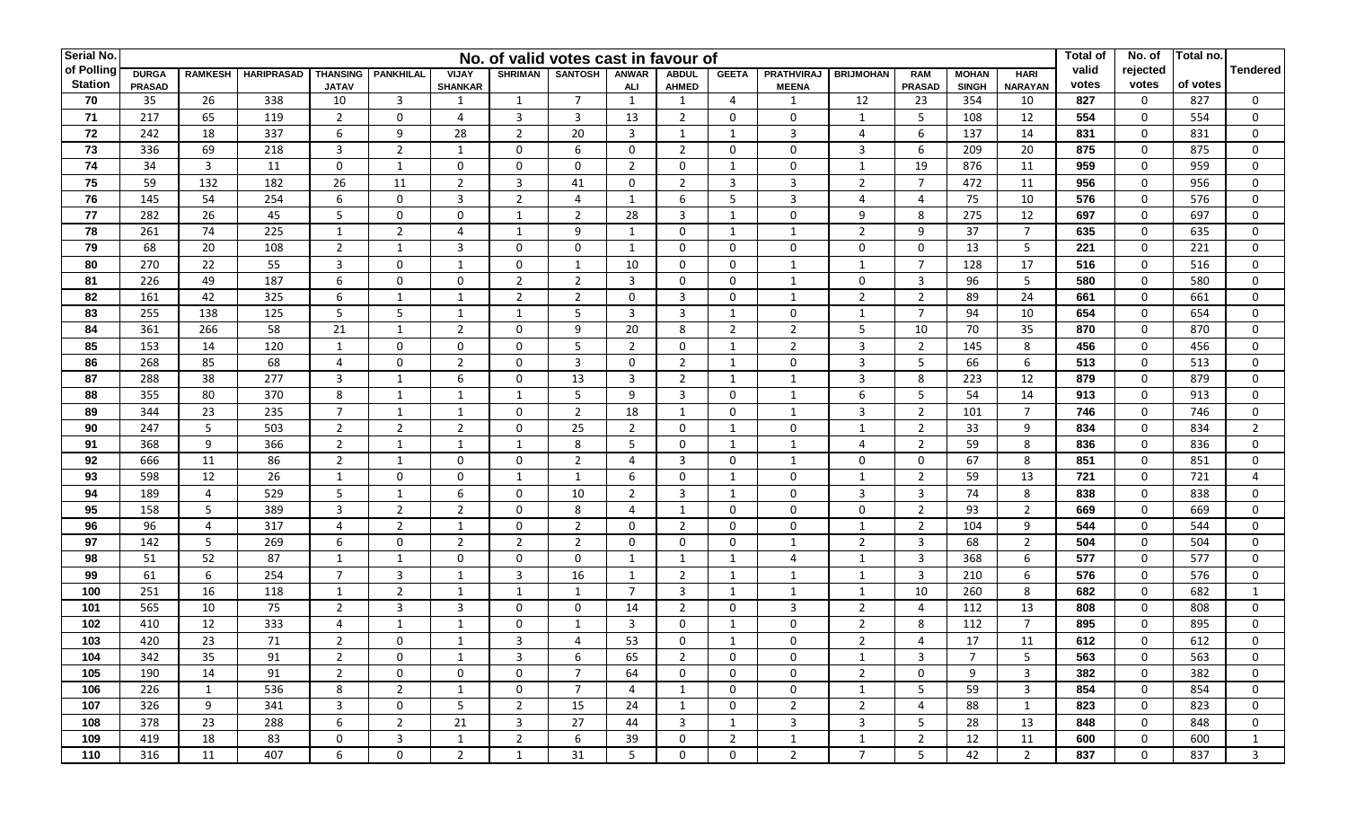| Serial No. of Polling Station | No. of valid votes cast in favour of | | | | | | | | | | | | | | | | Total of valid votes | No. of rejected votes | Total no. of votes | Tendered |
|---|---|---|---|---|---|---|---|---|---|---|---|---|---|---|---|---|---|---|---|---|
| | DURGA PRASAD | RAMKESH | HARIPRASAD | THANSING JATAV | PANKHILAL | VIJAY SHANKAR | SHRIMAN | SANTOSH | ANWAR ALI | ABDUL AHMED | GEETA | PRATHVIRAJ MEENA | BRIJMOHAN | RAM PRASAD | MOHAN SINGH | HARI NARAYAN | | | | |
| 70 | 35 | 26 | 338 | 10 | 3 | 1 | 1 | 7 | 1 | 1 | 4 | 1 | 12 | 23 | 354 | 10 | 827 | 0 | 827 | 0 |
| 71 | 217 | 65 | 119 | 2 | 0 | 4 | 3 | 3 | 13 | 2 | 0 | 0 | 1 | 5 | 108 | 12 | 554 | 0 | 554 | 0 |
| 72 | 242 | 18 | 337 | 6 | 9 | 28 | 2 | 20 | 3 | 1 | 1 | 3 | 4 | 6 | 137 | 14 | 831 | 0 | 831 | 0 |
| 73 | 336 | 69 | 218 | 3 | 2 | 1 | 0 | 6 | 0 | 2 | 0 | 0 | 3 | 6 | 209 | 20 | 875 | 0 | 875 | 0 |
| 74 | 34 | 3 | 11 | 0 | 1 | 0 | 0 | 0 | 2 | 0 | 1 | 0 | 1 | 19 | 876 | 11 | 959 | 0 | 959 | 0 |
| 75 | 59 | 132 | 182 | 26 | 11 | 2 | 3 | 41 | 0 | 2 | 3 | 3 | 2 | 7 | 472 | 11 | 956 | 0 | 956 | 0 |
| 76 | 145 | 54 | 254 | 6 | 0 | 3 | 2 | 4 | 1 | 6 | 5 | 3 | 4 | 4 | 75 | 10 | 576 | 0 | 576 | 0 |
| 77 | 282 | 26 | 45 | 5 | 0 | 0 | 1 | 2 | 28 | 3 | 1 | 0 | 9 | 8 | 275 | 12 | 697 | 0 | 697 | 0 |
| 78 | 261 | 74 | 225 | 1 | 2 | 4 | 1 | 9 | 1 | 0 | 1 | 1 | 2 | 9 | 37 | 7 | 635 | 0 | 635 | 0 |
| 79 | 68 | 20 | 108 | 2 | 1 | 3 | 0 | 0 | 1 | 0 | 0 | 0 | 0 | 0 | 13 | 5 | 221 | 0 | 221 | 0 |
| 80 | 270 | 22 | 55 | 3 | 0 | 1 | 0 | 1 | 10 | 0 | 0 | 1 | 1 | 7 | 128 | 17 | 516 | 0 | 516 | 0 |
| 81 | 226 | 49 | 187 | 6 | 0 | 0 | 2 | 2 | 3 | 0 | 0 | 1 | 0 | 3 | 96 | 5 | 580 | 0 | 580 | 0 |
| 82 | 161 | 42 | 325 | 6 | 1 | 1 | 2 | 2 | 0 | 3 | 0 | 1 | 2 | 2 | 89 | 24 | 661 | 0 | 661 | 0 |
| 83 | 255 | 138 | 125 | 5 | 5 | 1 | 1 | 5 | 3 | 3 | 1 | 0 | 1 | 7 | 94 | 10 | 654 | 0 | 654 | 0 |
| 84 | 361 | 266 | 58 | 21 | 1 | 2 | 0 | 9 | 20 | 8 | 2 | 2 | 5 | 10 | 70 | 35 | 870 | 0 | 870 | 0 |
| 85 | 153 | 14 | 120 | 1 | 0 | 0 | 0 | 5 | 2 | 0 | 1 | 2 | 3 | 2 | 145 | 8 | 456 | 0 | 456 | 0 |
| 86 | 268 | 85 | 68 | 4 | 0 | 2 | 0 | 3 | 0 | 2 | 1 | 0 | 3 | 5 | 66 | 6 | 513 | 0 | 513 | 0 |
| 87 | 288 | 38 | 277 | 3 | 1 | 6 | 0 | 13 | 3 | 2 | 1 | 1 | 3 | 8 | 223 | 12 | 879 | 0 | 879 | 0 |
| 88 | 355 | 80 | 370 | 8 | 1 | 1 | 1 | 5 | 9 | 3 | 0 | 1 | 6 | 5 | 54 | 14 | 913 | 0 | 913 | 0 |
| 89 | 344 | 23 | 235 | 7 | 1 | 1 | 0 | 2 | 18 | 1 | 0 | 1 | 3 | 2 | 101 | 7 | 746 | 0 | 746 | 0 |
| 90 | 247 | 5 | 503 | 2 | 2 | 2 | 0 | 25 | 2 | 0 | 1 | 0 | 1 | 2 | 33 | 9 | 834 | 0 | 834 | 2 |
| 91 | 368 | 9 | 366 | 2 | 1 | 1 | 1 | 8 | 5 | 0 | 1 | 1 | 4 | 2 | 59 | 8 | 836 | 0 | 836 | 0 |
| 92 | 666 | 11 | 86 | 2 | 1 | 0 | 0 | 2 | 4 | 3 | 0 | 1 | 0 | 0 | 67 | 8 | 851 | 0 | 851 | 0 |
| 93 | 598 | 12 | 26 | 1 | 0 | 0 | 1 | 1 | 6 | 0 | 1 | 0 | 1 | 2 | 59 | 13 | 721 | 0 | 721 | 4 |
| 94 | 189 | 4 | 529 | 5 | 1 | 6 | 0 | 10 | 2 | 3 | 1 | 0 | 3 | 3 | 74 | 8 | 838 | 0 | 838 | 0 |
| 95 | 158 | 5 | 389 | 3 | 2 | 2 | 0 | 8 | 4 | 1 | 0 | 0 | 0 | 2 | 93 | 2 | 669 | 0 | 669 | 0 |
| 96 | 96 | 4 | 317 | 4 | 2 | 1 | 0 | 2 | 0 | 2 | 0 | 0 | 1 | 2 | 104 | 9 | 544 | 0 | 544 | 0 |
| 97 | 142 | 5 | 269 | 6 | 0 | 2 | 2 | 2 | 0 | 0 | 0 | 1 | 2 | 3 | 68 | 2 | 504 | 0 | 504 | 0 |
| 98 | 51 | 52 | 87 | 1 | 1 | 0 | 0 | 0 | 1 | 1 | 1 | 4 | 1 | 3 | 368 | 6 | 577 | 0 | 577 | 0 |
| 99 | 61 | 6 | 254 | 7 | 3 | 1 | 3 | 16 | 1 | 2 | 1 | 1 | 1 | 3 | 210 | 6 | 576 | 0 | 576 | 0 |
| 100 | 251 | 16 | 118 | 1 | 2 | 1 | 1 | 1 | 7 | 3 | 1 | 1 | 1 | 10 | 260 | 8 | 682 | 0 | 682 | 1 |
| 101 | 565 | 10 | 75 | 2 | 3 | 3 | 0 | 0 | 14 | 2 | 0 | 3 | 2 | 4 | 112 | 13 | 808 | 0 | 808 | 0 |
| 102 | 410 | 12 | 333 | 4 | 1 | 1 | 0 | 1 | 3 | 0 | 1 | 0 | 2 | 8 | 112 | 7 | 895 | 0 | 895 | 0 |
| 103 | 420 | 23 | 71 | 2 | 0 | 1 | 3 | 4 | 53 | 0 | 1 | 0 | 2 | 4 | 17 | 11 | 612 | 0 | 612 | 0 |
| 104 | 342 | 35 | 91 | 2 | 0 | 1 | 3 | 6 | 65 | 2 | 0 | 0 | 1 | 3 | 7 | 5 | 563 | 0 | 563 | 0 |
| 105 | 190 | 14 | 91 | 2 | 0 | 0 | 0 | 7 | 64 | 0 | 0 | 0 | 2 | 0 | 9 | 3 | 382 | 0 | 382 | 0 |
| 106 | 226 | 1 | 536 | 8 | 2 | 1 | 0 | 7 | 4 | 1 | 0 | 0 | 1 | 5 | 59 | 3 | 854 | 0 | 854 | 0 |
| 107 | 326 | 9 | 341 | 3 | 0 | 5 | 2 | 15 | 24 | 1 | 0 | 2 | 2 | 4 | 88 | 1 | 823 | 0 | 823 | 0 |
| 108 | 378 | 23 | 288 | 6 | 2 | 21 | 3 | 27 | 44 | 3 | 1 | 3 | 3 | 5 | 28 | 13 | 848 | 0 | 848 | 0 |
| 109 | 419 | 18 | 83 | 0 | 3 | 1 | 2 | 6 | 39 | 0 | 2 | 1 | 1 | 2 | 12 | 11 | 600 | 0 | 600 | 1 |
| 110 | 316 | 11 | 407 | 6 | 0 | 2 | 1 | 31 | 5 | 0 | 0 | 2 | 7 | 5 | 42 | 2 | 837 | 0 | 837 | 3 |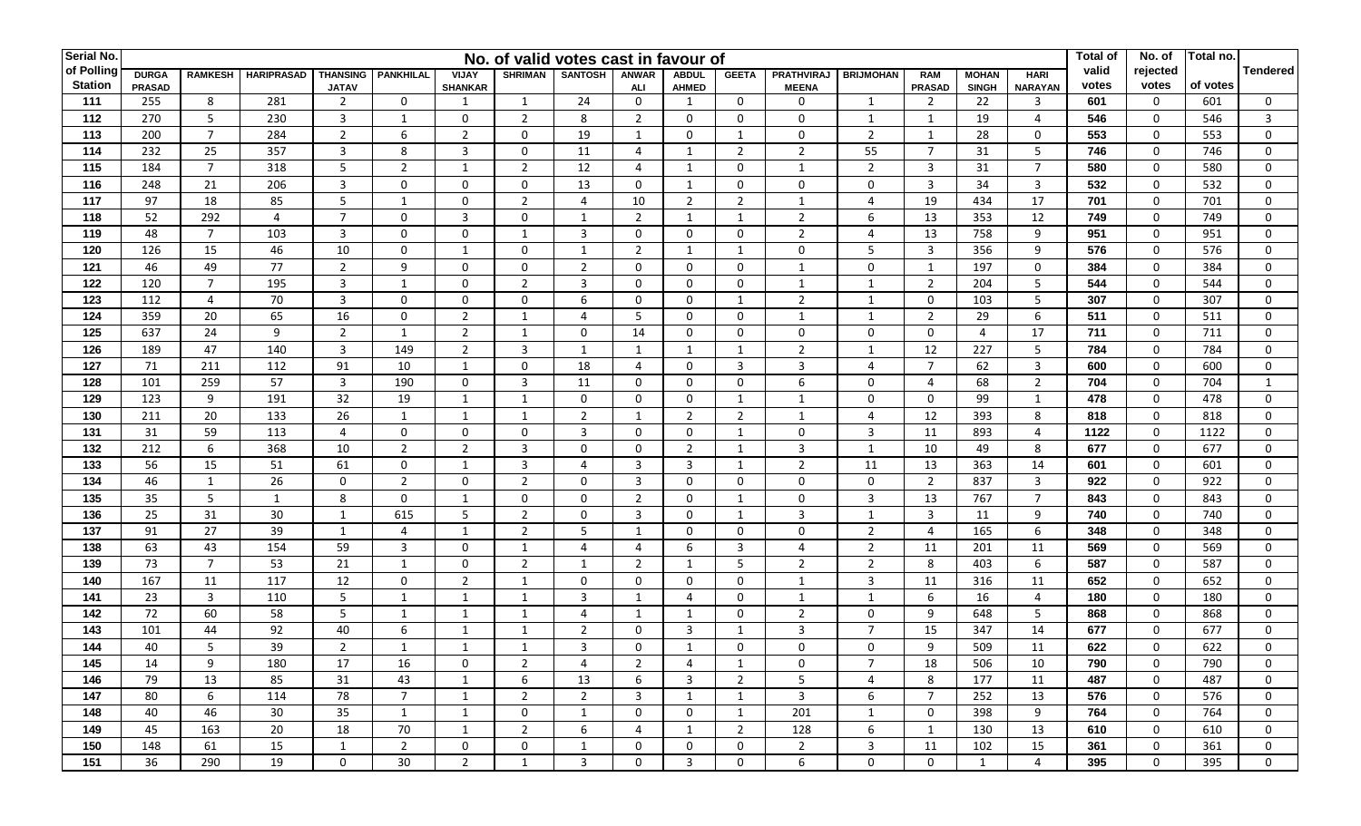| Serial No. of Polling Station | No. of valid votes cast in favour of | | | | | | | | | | | | | | | | Total of valid votes | No. of rejected votes | Total no. of votes | Tendered |
|---|---|---|---|---|---|---|---|---|---|---|---|---|---|---|---|---|---|---|---|---|
| | DURGA PRASAD | RAMKESH | HARIPRASAD | THANSING JATAV | PANKHILAL | VIJAY SHANKAR | SHRIMAN | SANTOSH | ANWAR ALI | ABDUL AHMED | GEETA | PRATHVIRAJ MEENA | BRIJMOHAN | RAM PRASAD | MOHAN SINGH | HARI NARAYAN | | | | |
| 111 | 255 | 8 | 281 | 2 | 0 | 1 | 1 | 24 | 0 | 1 | 0 | 0 | 1 | 2 | 22 | 3 | 601 | 0 | 601 | 0 |
| 112 | 270 | 5 | 230 | 3 | 1 | 0 | 2 | 8 | 2 | 0 | 0 | 0 | 1 | 1 | 19 | 4 | 546 | 0 | 546 | 3 |
| 113 | 200 | 7 | 284 | 2 | 6 | 2 | 0 | 19 | 1 | 0 | 1 | 0 | 2 | 1 | 28 | 0 | 553 | 0 | 553 | 0 |
| 114 | 232 | 25 | 357 | 3 | 8 | 3 | 0 | 11 | 4 | 1 | 2 | 2 | 55 | 7 | 31 | 5 | 746 | 0 | 746 | 0 |
| 115 | 184 | 7 | 318 | 5 | 2 | 1 | 2 | 12 | 4 | 1 | 0 | 1 | 2 | 3 | 31 | 7 | 580 | 0 | 580 | 0 |
| 116 | 248 | 21 | 206 | 3 | 0 | 0 | 0 | 13 | 0 | 1 | 0 | 0 | 0 | 3 | 34 | 3 | 532 | 0 | 532 | 0 |
| 117 | 97 | 18 | 85 | 5 | 1 | 0 | 2 | 4 | 10 | 2 | 2 | 1 | 4 | 19 | 434 | 17 | 701 | 0 | 701 | 0 |
| 118 | 52 | 292 | 4 | 7 | 0 | 3 | 0 | 1 | 2 | 1 | 1 | 2 | 6 | 13 | 353 | 12 | 749 | 0 | 749 | 0 |
| 119 | 48 | 7 | 103 | 3 | 0 | 0 | 1 | 3 | 0 | 0 | 0 | 2 | 4 | 13 | 758 | 9 | 951 | 0 | 951 | 0 |
| 120 | 126 | 15 | 46 | 10 | 0 | 1 | 0 | 1 | 2 | 1 | 1 | 0 | 5 | 3 | 356 | 9 | 576 | 0 | 576 | 0 |
| 121 | 46 | 49 | 77 | 2 | 9 | 0 | 0 | 2 | 0 | 0 | 0 | 1 | 0 | 1 | 197 | 0 | 384 | 0 | 384 | 0 |
| 122 | 120 | 7 | 195 | 3 | 1 | 0 | 2 | 3 | 0 | 0 | 0 | 1 | 1 | 2 | 204 | 5 | 544 | 0 | 544 | 0 |
| 123 | 112 | 4 | 70 | 3 | 0 | 0 | 0 | 6 | 0 | 0 | 1 | 2 | 1 | 0 | 103 | 5 | 307 | 0 | 307 | 0 |
| 124 | 359 | 20 | 65 | 16 | 0 | 2 | 1 | 4 | 5 | 0 | 0 | 1 | 1 | 2 | 29 | 6 | 511 | 0 | 511 | 0 |
| 125 | 637 | 24 | 9 | 2 | 1 | 2 | 1 | 0 | 14 | 0 | 0 | 0 | 0 | 0 | 4 | 17 | 711 | 0 | 711 | 0 |
| 126 | 189 | 47 | 140 | 3 | 149 | 2 | 3 | 1 | 1 | 1 | 1 | 2 | 1 | 12 | 227 | 5 | 784 | 0 | 784 | 0 |
| 127 | 71 | 211 | 112 | 91 | 10 | 1 | 0 | 18 | 4 | 0 | 3 | 3 | 4 | 7 | 62 | 3 | 600 | 0 | 600 | 0 |
| 128 | 101 | 259 | 57 | 3 | 190 | 0 | 3 | 11 | 0 | 0 | 0 | 6 | 0 | 4 | 68 | 2 | 704 | 0 | 704 | 1 |
| 129 | 123 | 9 | 191 | 32 | 19 | 1 | 1 | 0 | 0 | 0 | 1 | 1 | 0 | 0 | 99 | 1 | 478 | 0 | 478 | 0 |
| 130 | 211 | 20 | 133 | 26 | 1 | 1 | 1 | 2 | 1 | 2 | 2 | 1 | 4 | 12 | 393 | 8 | 818 | 0 | 818 | 0 |
| 131 | 31 | 59 | 113 | 4 | 0 | 0 | 0 | 3 | 0 | 0 | 1 | 0 | 3 | 11 | 893 | 4 | 1122 | 0 | 1122 | 0 |
| 132 | 212 | 6 | 368 | 10 | 2 | 2 | 3 | 0 | 0 | 2 | 1 | 3 | 1 | 10 | 49 | 8 | 677 | 0 | 677 | 0 |
| 133 | 56 | 15 | 51 | 61 | 0 | 1 | 3 | 4 | 3 | 3 | 1 | 2 | 11 | 13 | 363 | 14 | 601 | 0 | 601 | 0 |
| 134 | 46 | 1 | 26 | 0 | 2 | 0 | 2 | 0 | 3 | 0 | 0 | 0 | 0 | 2 | 837 | 3 | 922 | 0 | 922 | 0 |
| 135 | 35 | 5 | 1 | 8 | 0 | 1 | 0 | 0 | 2 | 0 | 1 | 0 | 3 | 13 | 767 | 7 | 843 | 0 | 843 | 0 |
| 136 | 25 | 31 | 30 | 1 | 615 | 5 | 2 | 0 | 3 | 0 | 1 | 3 | 1 | 3 | 11 | 9 | 740 | 0 | 740 | 0 |
| 137 | 91 | 27 | 39 | 1 | 4 | 1 | 2 | 5 | 1 | 0 | 0 | 0 | 2 | 4 | 165 | 6 | 348 | 0 | 348 | 0 |
| 138 | 63 | 43 | 154 | 59 | 3 | 0 | 1 | 4 | 4 | 6 | 3 | 4 | 2 | 11 | 201 | 11 | 569 | 0 | 569 | 0 |
| 139 | 73 | 7 | 53 | 21 | 1 | 0 | 2 | 1 | 2 | 1 | 5 | 2 | 2 | 8 | 403 | 6 | 587 | 0 | 587 | 0 |
| 140 | 167 | 11 | 117 | 12 | 0 | 2 | 1 | 0 | 0 | 0 | 0 | 1 | 3 | 11 | 316 | 11 | 652 | 0 | 652 | 0 |
| 141 | 23 | 3 | 110 | 5 | 1 | 1 | 1 | 3 | 1 | 4 | 0 | 1 | 1 | 6 | 16 | 4 | 180 | 0 | 180 | 0 |
| 142 | 72 | 60 | 58 | 5 | 1 | 1 | 1 | 4 | 1 | 1 | 0 | 2 | 0 | 9 | 648 | 5 | 868 | 0 | 868 | 0 |
| 143 | 101 | 44 | 92 | 40 | 6 | 1 | 1 | 2 | 0 | 3 | 1 | 3 | 7 | 15 | 347 | 14 | 677 | 0 | 677 | 0 |
| 144 | 40 | 5 | 39 | 2 | 1 | 1 | 1 | 3 | 0 | 1 | 0 | 0 | 0 | 9 | 509 | 11 | 622 | 0 | 622 | 0 |
| 145 | 14 | 9 | 180 | 17 | 16 | 0 | 2 | 4 | 2 | 4 | 1 | 0 | 7 | 18 | 506 | 10 | 790 | 0 | 790 | 0 |
| 146 | 79 | 13 | 85 | 31 | 43 | 1 | 6 | 13 | 6 | 3 | 2 | 5 | 4 | 8 | 177 | 11 | 487 | 0 | 487 | 0 |
| 147 | 80 | 6 | 114 | 78 | 7 | 1 | 2 | 2 | 3 | 1 | 1 | 3 | 6 | 7 | 252 | 13 | 576 | 0 | 576 | 0 |
| 148 | 40 | 46 | 30 | 35 | 1 | 1 | 0 | 1 | 0 | 0 | 1 | 201 | 1 | 0 | 398 | 9 | 764 | 0 | 764 | 0 |
| 149 | 45 | 163 | 20 | 18 | 70 | 1 | 2 | 6 | 4 | 1 | 2 | 128 | 6 | 1 | 130 | 13 | 610 | 0 | 610 | 0 |
| 150 | 148 | 61 | 15 | 1 | 2 | 0 | 0 | 1 | 0 | 0 | 0 | 2 | 3 | 11 | 102 | 15 | 361 | 0 | 361 | 0 |
| 151 | 36 | 290 | 19 | 0 | 30 | 2 | 1 | 3 | 0 | 3 | 0 | 6 | 0 | 0 | 1 | 4 | 395 | 0 | 395 | 0 |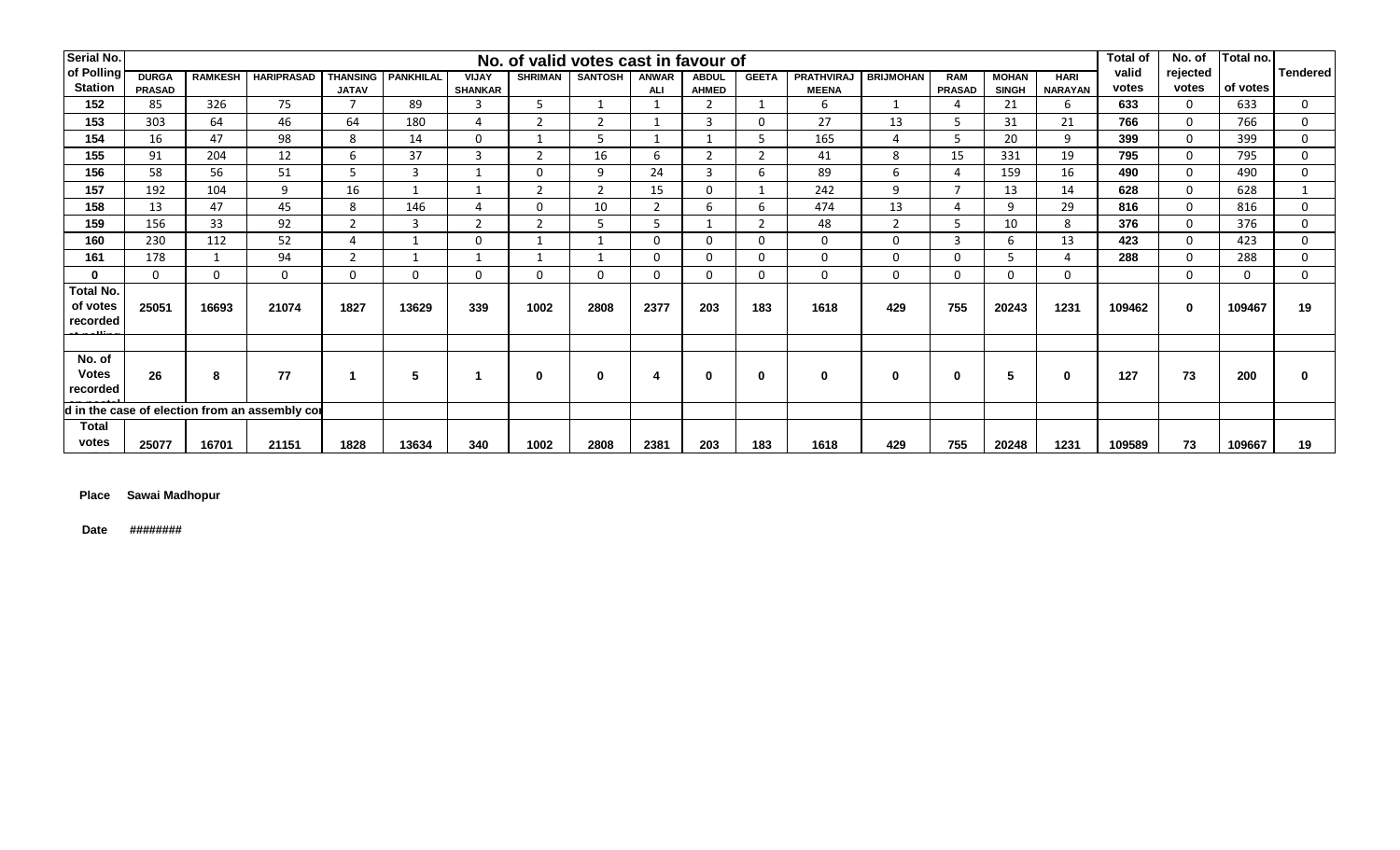| Serial No. of Polling Station | No. of valid votes cast in favour of | | | | | | | | | | | | | | | | Total of valid votes | No. of rejected votes | Total no. of votes | Tendered |
|---|---|---|---|---|---|---|---|---|---|---|---|---|---|---|---|---|---|---|---|---|
| | DURGA PRASAD | RAMKESH | HARIPRASAD | THANSING JATAV | PANKHILAL | VIJAY SHANKAR | SHRIMAN | SANTOSH | ANWAR ALI | ABDUL AHMED | GEETA | PRATHVIRAJ MEENA | BRIJMOHAN | RAM PRASAD | MOHAN SINGH | HARI NARAYAN | | | | |
| 152 | 85 | 326 | 75 | 7 | 89 | 3 | 5 | 1 | 1 | 2 | 1 | 6 | 1 | 4 | 21 | 6 | 633 | 0 | 633 | 0 |
| 153 | 303 | 64 | 46 | 64 | 180 | 4 | 2 | 2 | 1 | 3 | 0 | 27 | 13 | 5 | 31 | 21 | 766 | 0 | 766 | 0 |
| 154 | 16 | 47 | 98 | 8 | 14 | 0 | 1 | 5 | 1 | 1 | 5 | 165 | 4 | 5 | 20 | 9 | 399 | 0 | 399 | 0 |
| 155 | 91 | 204 | 12 | 6 | 37 | 3 | 2 | 16 | 6 | 2 | 2 | 41 | 8 | 15 | 331 | 19 | 795 | 0 | 795 | 0 |
| 156 | 58 | 56 | 51 | 5 | 3 | 1 | 0 | 9 | 24 | 3 | 6 | 89 | 6 | 4 | 159 | 16 | 490 | 0 | 490 | 0 |
| 157 | 192 | 104 | 9 | 16 | 1 | 1 | 2 | 2 | 15 | 0 | 1 | 242 | 9 | 7 | 13 | 14 | 628 | 0 | 628 | 1 |
| 158 | 13 | 47 | 45 | 8 | 146 | 4 | 0 | 10 | 2 | 6 | 6 | 474 | 13 | 4 | 9 | 29 | 816 | 0 | 816 | 0 |
| 159 | 156 | 33 | 92 | 2 | 3 | 2 | 2 | 5 | 5 | 1 | 2 | 48 | 2 | 5 | 10 | 8 | 376 | 0 | 376 | 0 |
| 160 | 230 | 112 | 52 | 4 | 1 | 0 | 1 | 1 | 0 | 0 | 0 | 0 | 0 | 3 | 6 | 13 | 423 | 0 | 423 | 0 |
| 161 | 178 | 1 | 94 | 2 | 1 | 1 | 1 | 1 | 0 | 0 | 0 | 0 | 0 | 0 | 5 | 4 | 288 | 0 | 288 | 0 |
| 0 | 0 | 0 | 0 | 0 | 0 | 0 | 0 | 0 | 0 | 0 | 0 | 0 | 0 | 0 | 0 | 0 | | 0 | 0 | 0 |
| Total No. of votes recorded at polling | 25051 | 16693 | 21074 | 1827 | 13629 | 339 | 1002 | 2808 | 2377 | 203 | 183 | 1618 | 429 | 755 | 20243 | 1231 | 109462 | 0 | 109467 | 19 |
| | | | | | | | | | | | | | | | | | | | | |
| No. of Votes recorded on postal | 26 | 8 | 77 | 1 | 5 | 1 | 0 | 0 | 4 | 0 | 0 | 0 | 0 | 0 | 5 | 0 | 127 | 73 | 200 | 0 |
| d in the case of election from an assembly co | | | | | | | | | | | | | | | | | | | | |
| Total votes | 25077 | 16701 | 21151 | 1828 | 13634 | 340 | 1002 | 2808 | 2381 | 203 | 183 | 1618 | 429 | 755 | 20248 | 1231 | 109589 | 73 | 109667 | 19 |

**Place** Sawai Madhopur

**Date** ########